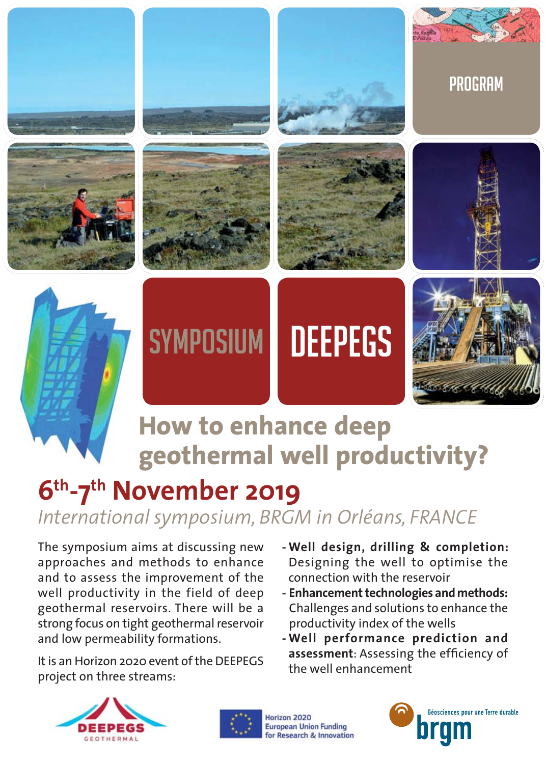PROGRAM

# SYMPOSIUM DEEPEGS

## How to enhance deep geothermal well productivity?

## 6th-7th November 2019

*International symposium, BRGM in Orléans, FRANCE*

The symposium aims at discussing new approaches and methods to enhance and to assess the improvement of the well productivity in the field of deep geothermal reservoirs. There will be a strong focus on tight geothermal reservoir and low permeability formations.

It is an Horizon 2020 event of the DEEPEGS project on three streams:

- **Well design, drilling & completion:** Designing the well to optimise the connection with the reservoir
- **Enhancement technologies and methods:** Challenges and solutions to enhance the productivity index of the wells
- **Well performance prediction and assessment**: Assessing the efficiency of the well enhancement

DEEPEGS GEOTHERMAL

Horizon 2020 European Union Funding for Research & Innovation

Géosciences pour une Terre durable brgm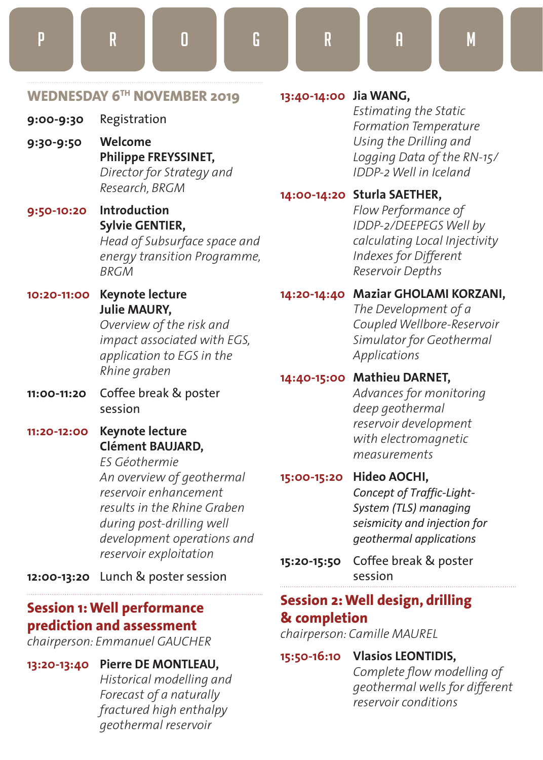# PROGRAM

## WEDNESDAY 6TH NOVEMBER 2019

**9:00-9:30** Registration

**9:30-9:50** **Welcome**
**Philippe FREYSSINET,**
*Director for Strategy and Research, BRGM*

**9:50-10:20** **Introduction**
**Sylvie GENTIER,**
*Head of Subsurface space and energy transition Programme, BRGM*

**10:20-11:00** **Keynote lecture**
**Julie MAURY,**
*Overview of the risk and impact associated with EGS, application to EGS in the Rhine graben*

**11:00-11:20** Coffee break & poster session

**11:20-12:00** **Keynote lecture**
**Clément BAUJARD,**
*ES Géothermie*
*An overview of geothermal reservoir enhancement results in the Rhine Graben during post-drilling well development operations and reservoir exploitation*

**12:00-13:20** Lunch & poster session

## Session 1: Well performance prediction and assessment

*chairperson: Emmanuel GAUCHER*

**13:20-13:40** **Pierre DE MONTLEAU,**
*Historical modelling and Forecast of a naturally fractured high enthalpy geothermal reservoir*

**13:40-14:00** **Jia WANG,**
*Estimating the Static Formation Temperature Using the Drilling and Logging Data of the RN-15/IDDP-2 Well in Iceland*

**14:00-14:20** **Sturla SAETHER,**
*Flow Performance of IDDP-2/DEEPEGS Well by calculating Local Injectivity Indexes for Different Reservoir Depths*

**14:20-14:40** **Maziar GHOLAMI KORZANI,**
*The Development of a Coupled Wellbore-Reservoir Simulator for Geothermal Applications*

**14:40-15:00** **Mathieu DARNET,**
*Advances for monitoring deep geothermal reservoir development with electromagnetic measurements*

**15:00-15:20** **Hideo AOCHI,**
*Concept of Traffic-Light-System (TLS) managing seismicity and injection for geothermal applications*

**15:20-15:50** Coffee break & poster session

## Session 2: Well design, drilling & completion

*chairperson: Camille MAUREL*

**15:50-16:10** **Vlasios LEONTIDIS,**
*Complete flow modelling of geothermal wells for different reservoir conditions*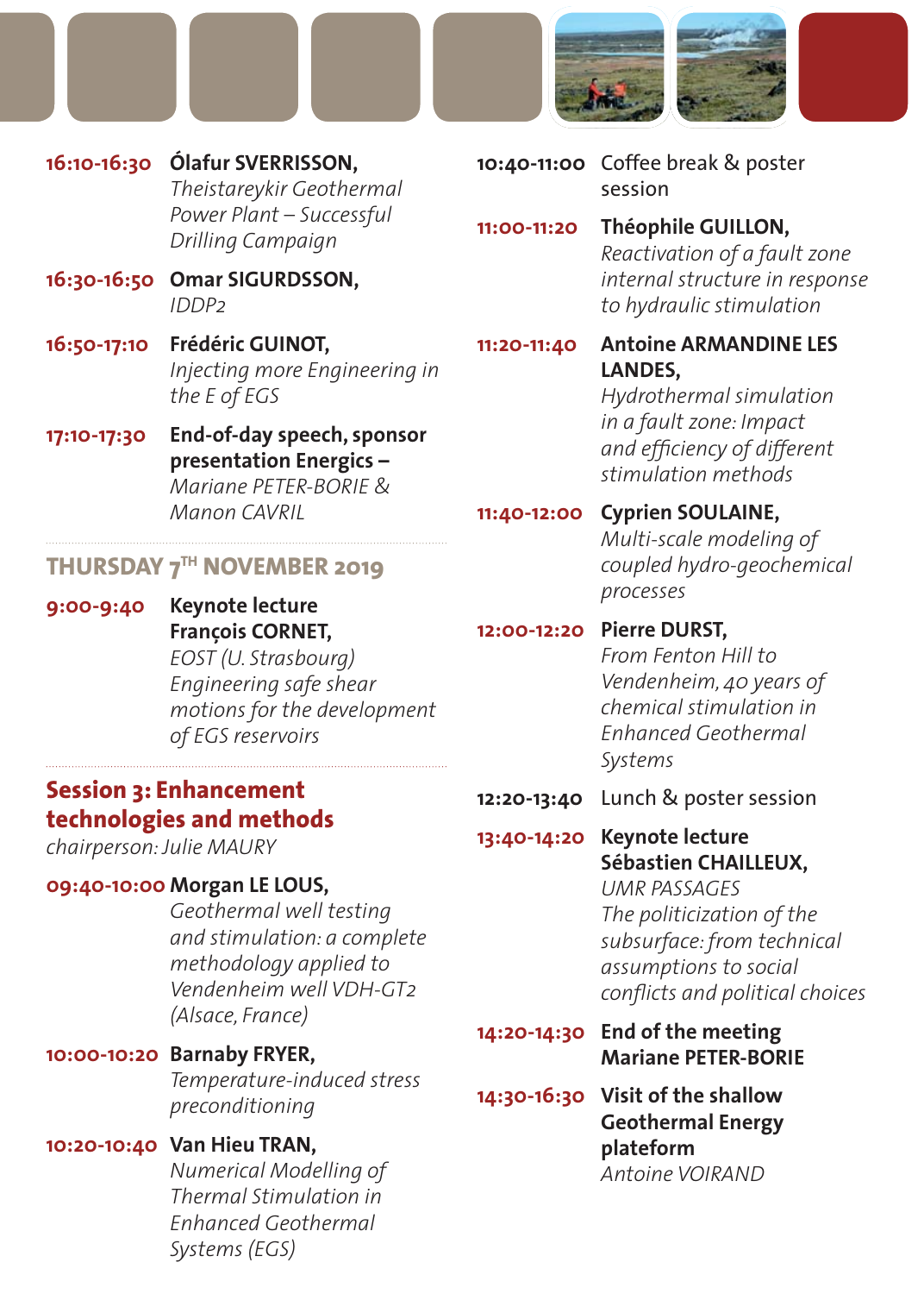**16:10-16:30** **Ólafur SVERRISSON,**
*Theistareykir Geothermal Power Plant – Successful Drilling Campaign*

**16:30-16:50** **Omar SIGURDSSON,**
*IDDP2*

**16:50-17:10** **Frédéric GUINOT,**
*Injecting more Engineering in the E of EGS*

**17:10-17:30** **End-of-day speech, sponsor presentation Energics –**
*Mariane PETER-BORIE & Manon CAVRIL*

## THURSDAY 7TH NOVEMBER 2019

**9:00-9:40** **Keynote lecture**
**François CORNET,**
*EOST (U. Strasbourg)*
*Engineering safe shear motions for the development of EGS reservoirs*

## Session 3: Enhancement technologies and methods

*chairperson: Julie MAURY*

**09:40-10:00** **Morgan LE LOUS,**
*Geothermal well testing and stimulation: a complete methodology applied to Vendenheim well VDH-GT2 (Alsace, France)*

**10:00-10:20** **Barnaby FRYER,**
*Temperature-induced stress preconditioning*

**10:20-10:40** **Van Hieu TRAN,**
*Numerical Modelling of Thermal Stimulation in Enhanced Geothermal Systems (EGS)*

**10:40-11:00** Coffee break & poster session

**11:00-11:20** **Théophile GUILLON,**
*Reactivation of a fault zone internal structure in response to hydraulic stimulation*

**11:20-11:40** **Antoine ARMANDINE LES LANDES,**
*Hydrothermal simulation in a fault zone: Impact and efficiency of different stimulation methods*

**11:40-12:00** **Cyprien SOULAINE,**
*Multi-scale modeling of coupled hydro-geochemical processes*

**12:00-12:20** **Pierre DURST,**
*From Fenton Hill to Vendenheim, 40 years of chemical stimulation in Enhanced Geothermal Systems*

**12:20-13:40** Lunch & poster session

**13:40-14:20** **Keynote lecture**
**Sébastien CHAILLEUX,**
*UMR PASSAGES*
*The politicization of the subsurface: from technical assumptions to social conflicts and political choices*

**14:20-14:30** **End of the meeting**
**Mariane PETER-BORIE**

**14:30-16:30** **Visit of the shallow Geothermal Energy plateform**
*Antoine VOIRAND*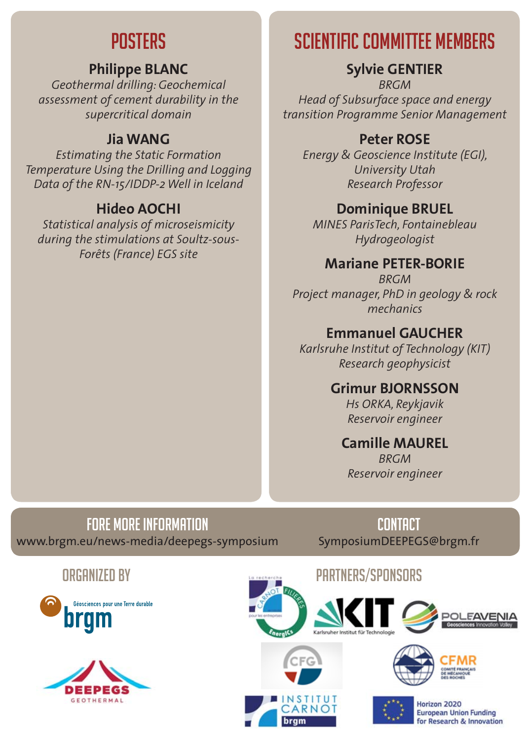## POSTERS

**Philippe BLANC**
*Geothermal drilling: Geochemical assessment of cement durability in the supercritical domain*

**Jia WANG**
*Estimating the Static Formation Temperature Using the Drilling and Logging Data of the RN-15/IDDP-2 Well in Iceland*

**Hideo AOCHI**
*Statistical analysis of microseismicity during the stimulations at Soultz-sous-Forêts (France) EGS site*

## SCIENTIFIC COMMITTEE MEMBERS

**Sylvie GENTIER**
*BRGM*
*Head of Subsurface space and energy transition Programme Senior Management*

**Peter ROSE**
*Energy & Geoscience Institute (EGI), University Utah*
*Research Professor*

**Dominique BRUEL**
*MINES ParisTech, Fontainebleau*
*Hydrogeologist*

**Mariane PETER-BORIE**
*BRGM*
*Project manager, PhD in geology & rock mechanics*

**Emmanuel GAUCHER**
*Karlsruhe Institut of Technology (KIT)*
*Research geophysicist*

**Grimur BJORNSSON**
*Hs ORKA, Reykjavik*
*Reservoir engineer*

**Camille MAUREL**
*BRGM*
*Reservoir engineer*

## FORE MORE INFORMATION

www.brgm.eu/news-media/deepegs-symposium

## CONTACT

SymposiumDEEPEGS@brgm.fr

## ORGANIZED BY

Géosciences pour une Terre durable
brgm

DEEPEGS GEOTHERMAL

## PARTNERS/SPONSORS

La recherche CARNOT FILIÈRES pour les entreprises EnergICS

KIT Karlsruher Institut für Technologie

POLEAVENIA Geosciences Innovation Valley

CFG

CFMR COMITÉ FRANÇAIS DE MÉCANIQUE DES ROCHES

INSTITUT CARNOT brgm

Horizon 2020 European Union Funding for Research & Innovation